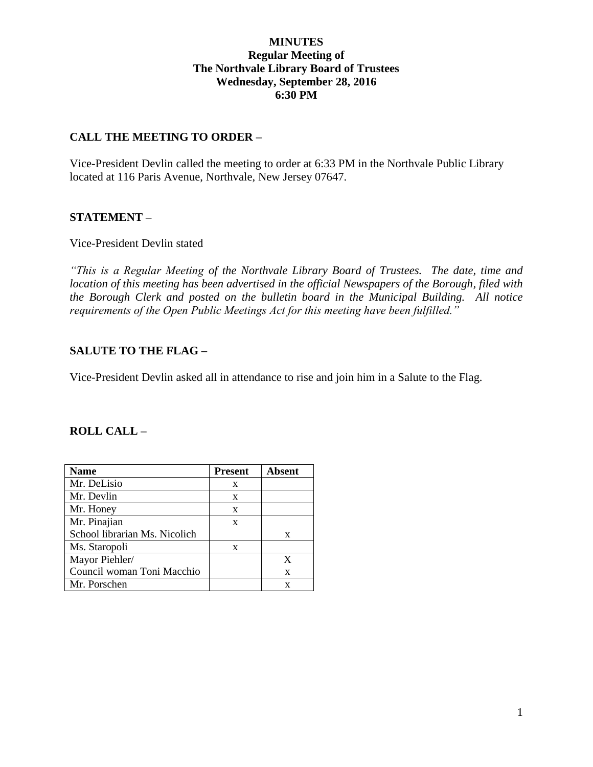**MINUTES**
**Regular Meeting of**
**The Northvale Library Board of Trustees**
**Wednesday, September 28, 2016**
**6:30 PM**

## CALL THE MEETING TO ORDER –

Vice-President Devlin called the meeting to order at 6:33 PM in the Northvale Public Library located at 116 Paris Avenue, Northvale, New Jersey 07647.

## STATEMENT –

Vice-President Devlin stated

*"This is a Regular Meeting of the Northvale Library Board of Trustees. The date, time and location of this meeting has been advertised in the official Newspapers of the Borough, filed with the Borough Clerk and posted on the bulletin board in the Municipal Building. All notice requirements of the Open Public Meetings Act for this meeting have been fulfilled."*

## SALUTE TO THE FLAG –

Vice-President Devlin asked all in attendance to rise and join him in a Salute to the Flag.

## ROLL CALL –

| Name | Present | Absent |
|---|---|---|
| Mr. DeLisio | x | |
| Mr. Devlin | x | |
| Mr. Honey | x | |
| Mr. Pinajian | x | |
| School librarian Ms. Nicolich | | x |
| Ms. Staropoli | x | |
| Mayor Piehler/ | | X |
| Council woman Toni Macchio | | x |
| Mr. Porschen | | x |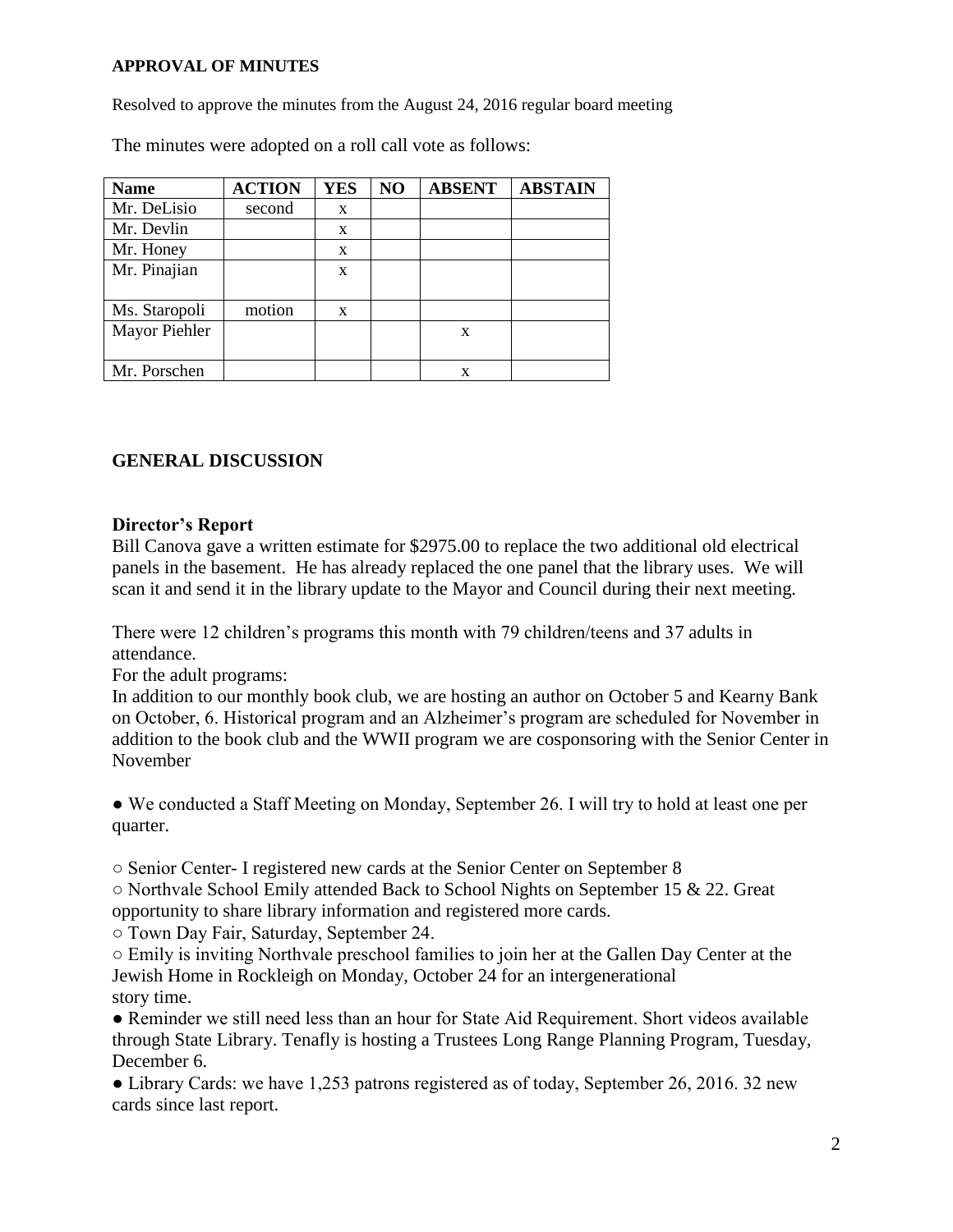**APPROVAL OF MINUTES**

Resolved to approve the minutes from the August 24, 2016 regular board meeting

The minutes were adopted on a roll call vote as follows:

| Name | ACTION | YES | NO | ABSENT | ABSTAIN |
|---|---|---|---|---|---|
| Mr. DeLisio | second | x | | | |
| Mr. Devlin | | x | | | |
| Mr. Honey | | x | | | |
| Mr. Pinajian | | x | | | |
| Ms. Staropoli | motion | x | | | |
| Mayor Piehler | | | | x | |
| Mr. Porschen | | | | x | |

**GENERAL DISCUSSION**

**Director's Report**

Bill Canova gave a written estimate for $2975.00 to replace the two additional old electrical panels in the basement. He has already replaced the one panel that the library uses. We will scan it and send it in the library update to the Mayor and Council during their next meeting.

There were 12 children's programs this month with 79 children/teens and 37 adults in attendance.

For the adult programs:

In addition to our monthly book club, we are hosting an author on October 5 and Kearny Bank on October, 6. Historical program and an Alzheimer's program are scheduled for November in addition to the book club and the WWII program we are cosponsoring with the Senior Center in November

- We conducted a Staff Meeting on Monday, September 26. I will try to hold at least one per quarter.

  - Senior Center- I registered new cards at the Senior Center on September 8
  - Northvale School Emily attended Back to School Nights on September 15 & 22. Great opportunity to share library information and registered more cards.
  - Town Day Fair, Saturday, September 24.
  - Emily is inviting Northvale preschool families to join her at the Gallen Day Center at the Jewish Home in Rockleigh on Monday, October 24 for an intergenerational story time.

- Reminder we still need less than an hour for State Aid Requirement. Short videos available through State Library. Tenafly is hosting a Trustees Long Range Planning Program, Tuesday, December 6.
- Library Cards: we have 1,253 patrons registered as of today, September 26, 2016. 32 new cards since last report.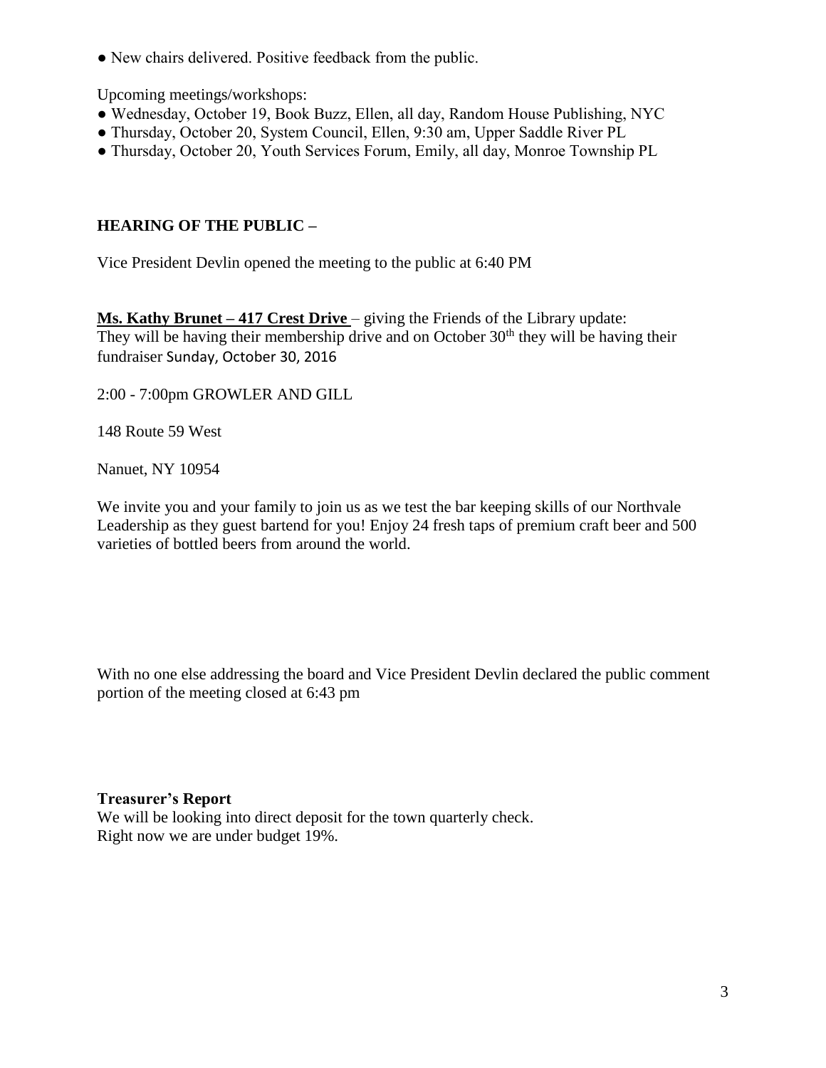- New chairs delivered. Positive feedback from the public.

Upcoming meetings/workshops:
- Wednesday, October 19, Book Buzz, Ellen, all day, Random House Publishing, NYC
- Thursday, October 20, System Council, Ellen, 9:30 am, Upper Saddle River PL
- Thursday, October 20, Youth Services Forum, Emily, all day, Monroe Township PL

**HEARING OF THE PUBLIC –**

Vice President Devlin opened the meeting to the public at 6:40 PM

**Ms. Kathy Brunet – 417 Crest Drive** – giving the Friends of the Library update:
They will be having their membership drive and on October 30th they will be having their fundraiser Sunday, October 30, 2016

2:00 - 7:00pm GROWLER AND GILL

148 Route 59 West

Nanuet, NY 10954

We invite you and your family to join us as we test the bar keeping skills of our Northvale Leadership as they guest bartend for you! Enjoy 24 fresh taps of premium craft beer and 500 varieties of bottled beers from around the world.

With no one else addressing the board and Vice President Devlin declared the public comment portion of the meeting closed at 6:43 pm

**Treasurer's Report**
We will be looking into direct deposit for the town quarterly check.
Right now we are under budget 19%.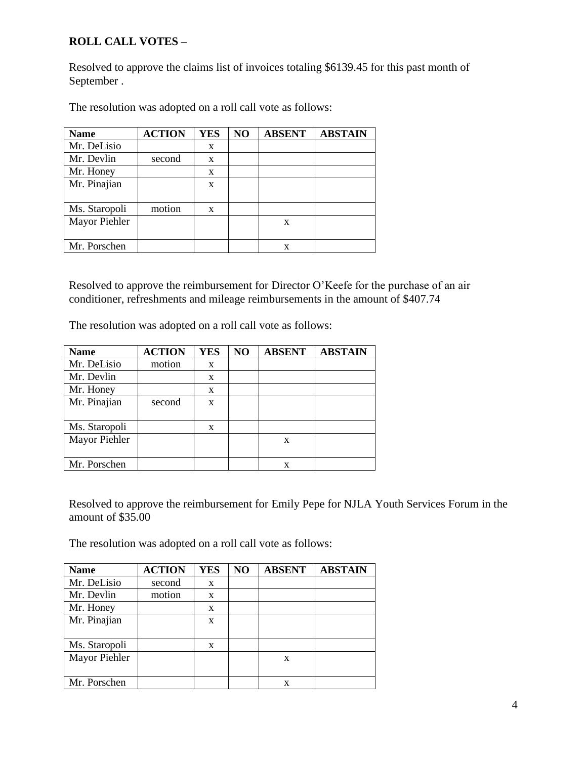**ROLL CALL VOTES –**

Resolved to approve the claims list of invoices totaling $6139.45 for this past month of September .

The resolution was adopted on a roll call vote as follows:

| Name | ACTION | YES | NO | ABSENT | ABSTAIN |
|---|---|---|---|---|---|
| Mr. DeLisio | | x | | | |
| Mr. Devlin | second | x | | | |
| Mr. Honey | | x | | | |
| Mr. Pinajian | | x | | | |
| Ms. Staropoli | motion | x | | | |
| Mayor Piehler | | | | x | |
| Mr. Porschen | | | | x | |

Resolved to approve the reimbursement for Director O'Keefe for the purchase of an air conditioner, refreshments and mileage reimbursements in the amount of $407.74

The resolution was adopted on a roll call vote as follows:

| Name | ACTION | YES | NO | ABSENT | ABSTAIN |
|---|---|---|---|---|---|
| Mr. DeLisio | motion | x | | | |
| Mr. Devlin | | x | | | |
| Mr. Honey | | x | | | |
| Mr. Pinajian | second | x | | | |
| Ms. Staropoli | | x | | | |
| Mayor Piehler | | | | x | |
| Mr. Porschen | | | | x | |

Resolved to approve the reimbursement for Emily Pepe for NJLA Youth Services Forum in the amount of $35.00

The resolution was adopted on a roll call vote as follows:

| Name | ACTION | YES | NO | ABSENT | ABSTAIN |
|---|---|---|---|---|---|
| Mr. DeLisio | second | x | | | |
| Mr. Devlin | motion | x | | | |
| Mr. Honey | | x | | | |
| Mr. Pinajian | | x | | | |
| Ms. Staropoli | | x | | | |
| Mayor Piehler | | | | x | |
| Mr. Porschen | | | | x | |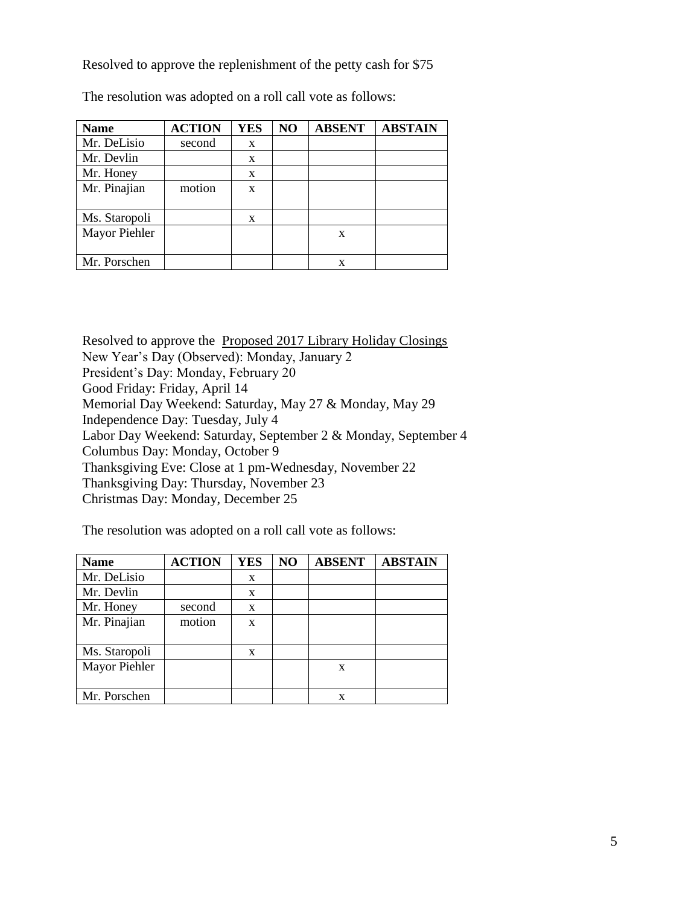Resolved to approve the replenishment of the petty cash for $75

The resolution was adopted on a roll call vote as follows:

| Name | ACTION | YES | NO | ABSENT | ABSTAIN |
|---|---|---|---|---|---|
| Mr. DeLisio | second | x | | | |
| Mr. Devlin | | x | | | |
| Mr. Honey | | x | | | |
| Mr. Pinajian | motion | x | | | |
| Ms. Staropoli | | x | | | |
| Mayor Piehler | | | | x | |
| Mr. Porschen | | | | x | |

Resolved to approve the Proposed 2017 Library Holiday Closings

New Year's Day (Observed): Monday, January 2
President's Day: Monday, February 20
Good Friday: Friday, April 14
Memorial Day Weekend: Saturday, May 27 & Monday, May 29
Independence Day: Tuesday, July 4
Labor Day Weekend: Saturday, September 2 & Monday, September 4
Columbus Day: Monday, October 9
Thanksgiving Eve: Close at 1 pm-Wednesday, November 22
Thanksgiving Day: Thursday, November 23
Christmas Day: Monday, December 25

The resolution was adopted on a roll call vote as follows:

| Name | ACTION | YES | NO | ABSENT | ABSTAIN |
|---|---|---|---|---|---|
| Mr. DeLisio | | x | | | |
| Mr. Devlin | | x | | | |
| Mr. Honey | second | x | | | |
| Mr. Pinajian | motion | x | | | |
| Ms. Staropoli | | x | | | |
| Mayor Piehler | | | | x | |
| Mr. Porschen | | | | x | |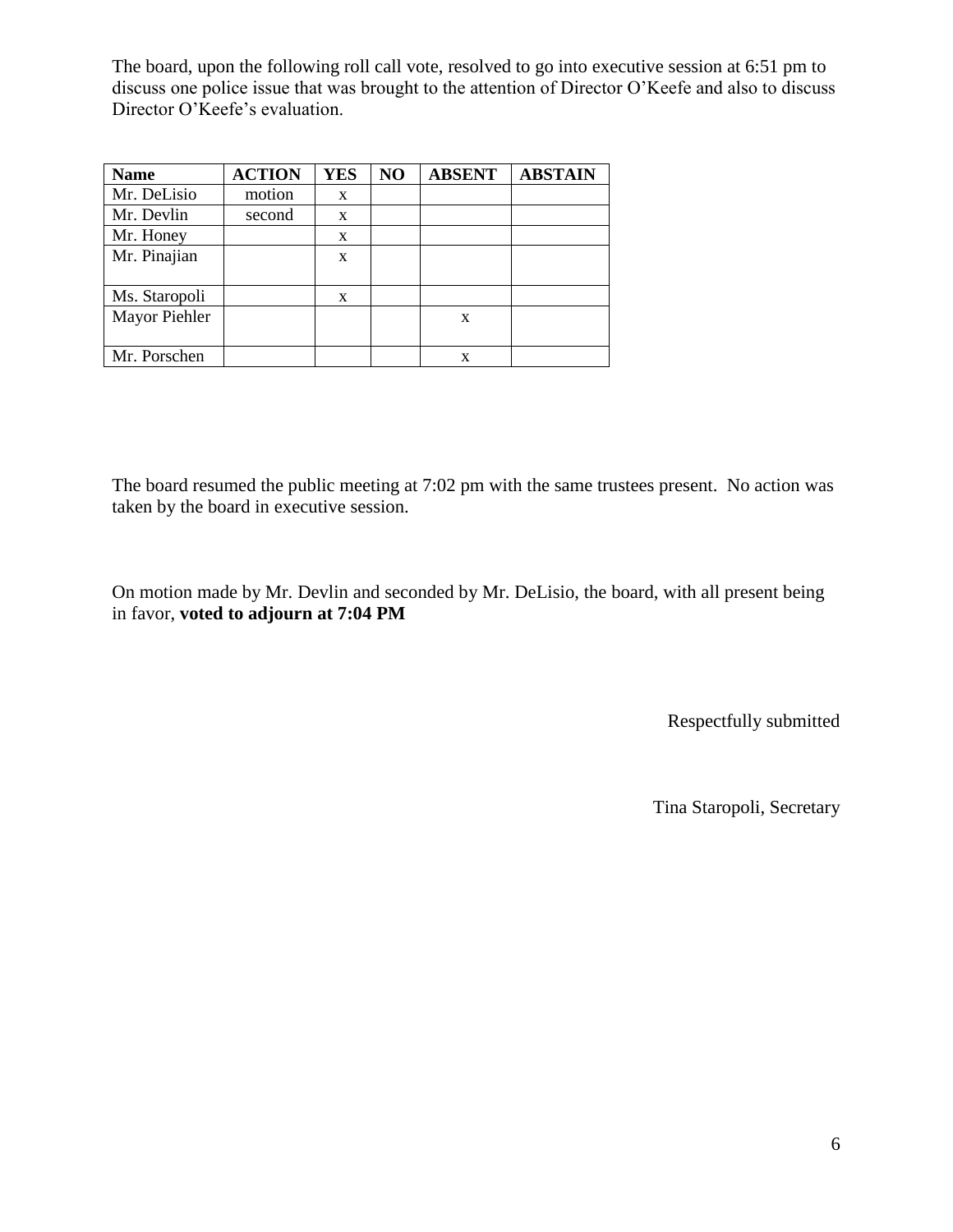The board, upon the following roll call vote, resolved to go into executive session at 6:51 pm to discuss one police issue that was brought to the attention of Director O'Keefe and also to discuss Director O'Keefe's evaluation.

| Name | ACTION | YES | NO | ABSENT | ABSTAIN |
|---|---|---|---|---|---|
| Mr. DeLisio | motion | x | | | |
| Mr. Devlin | second | x | | | |
| Mr. Honey | | x | | | |
| Mr. Pinajian | | x | | | |
| Ms. Staropoli | | x | | | |
| Mayor Piehler | | | | x | |
| Mr. Porschen | | | | x | |

The board resumed the public meeting at 7:02 pm with the same trustees present. No action was taken by the board in executive session.

On motion made by Mr. Devlin and seconded by Mr. DeLisio, the board, with all present being in favor, **voted to adjourn at 7:04 PM**

Respectfully submitted

Tina Staropoli, Secretary